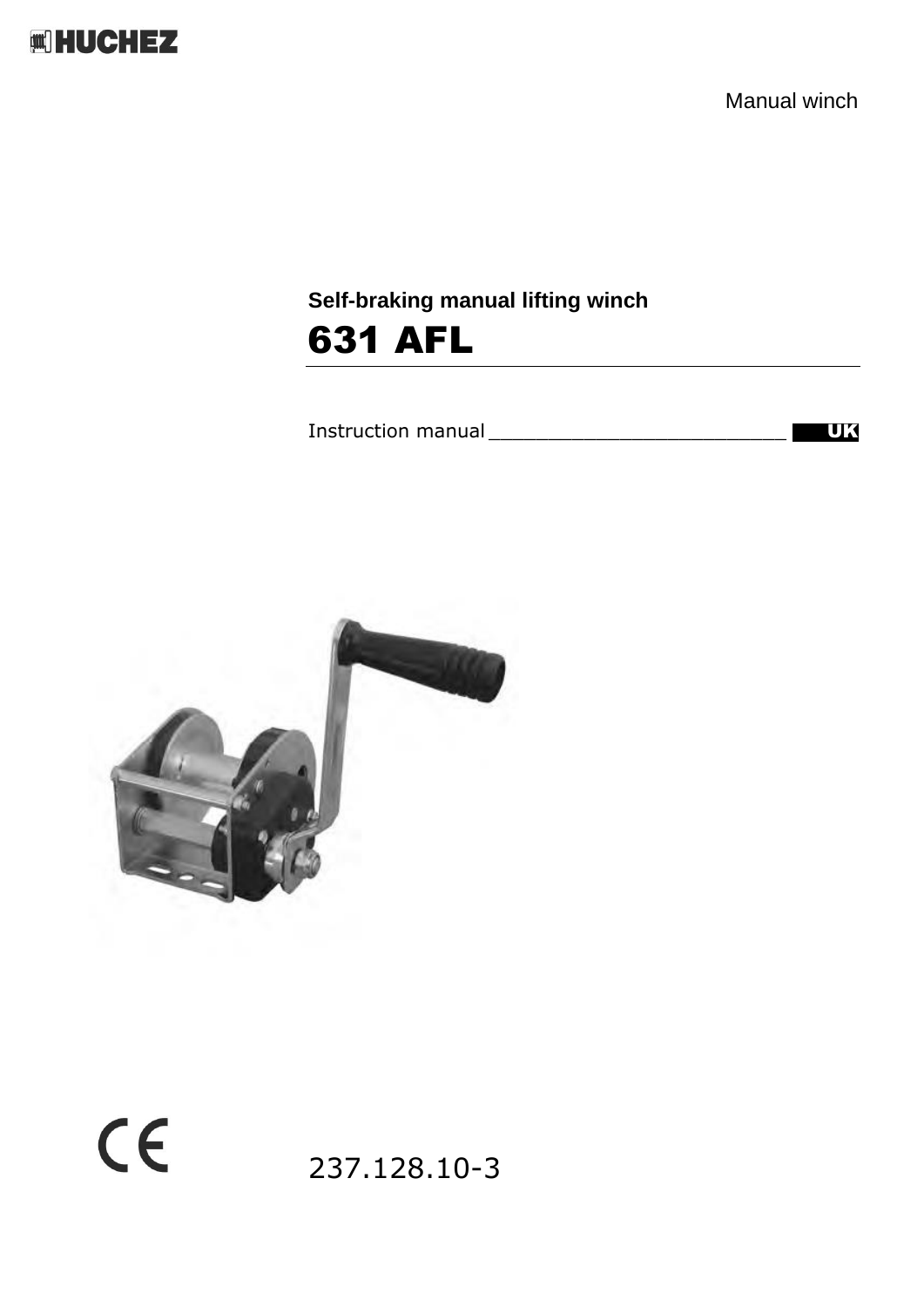HUCHEZ

Manual winch

**Self-braking manual lifting winch**

# 631 AFL

Instruction manual ___________________________ **UK**

CE

237.128.10-3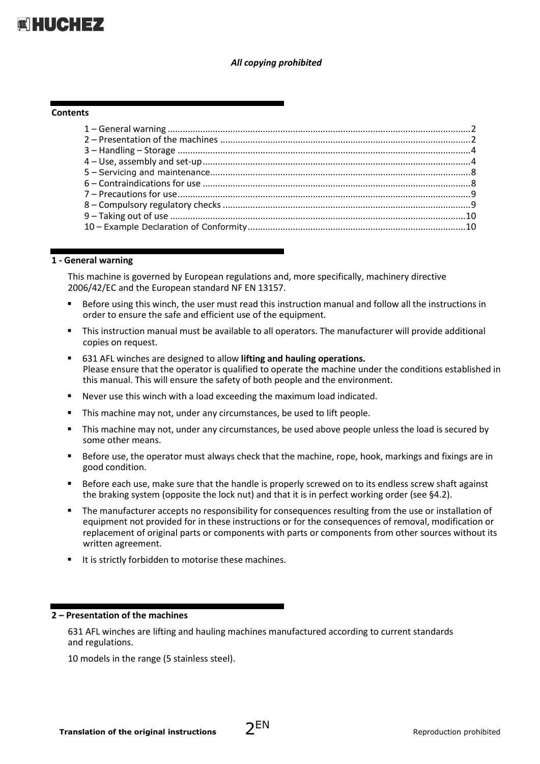*All copying prohibited*

**Contents**

1 – General warning ........................................................................................................................2
2 – Presentation of the machines ...................................................................................................2
3 – Handling – Storage ....................................................................................................................4
4 – Use, assembly and set-up..........................................................................................................4
5 – Servicing and maintenance.......................................................................................................8
6 – Contraindications for use ..........................................................................................................8
7 – Precautions for use....................................................................................................................9
8 – Compulsory regulatory checks ..................................................................................................9
9 – Taking out of use .....................................................................................................................10
10 – Example Declaration of Conformity......................................................................................10

## 1 - General warning

This machine is governed by European regulations and, more specifically, machinery directive 2006/42/EC and the European standard NF EN 13157.

- Before using this winch, the user must read this instruction manual and follow all the instructions in order to ensure the safe and efficient use of the equipment.
- This instruction manual must be available to all operators. The manufacturer will provide additional copies on request.
- 631 AFL winches are designed to allow **lifting and hauling operations.**
  Please ensure that the operator is qualified to operate the machine under the conditions established in this manual. This will ensure the safety of both people and the environment.
- Never use this winch with a load exceeding the maximum load indicated.
- This machine may not, under any circumstances, be used to lift people.
- This machine may not, under any circumstances, be used above people unless the load is secured by some other means.
- Before use, the operator must always check that the machine, rope, hook, markings and fixings are in good condition.
- Before each use, make sure that the handle is properly screwed on to its endless screw shaft against the braking system (opposite the lock nut) and that it is in perfect working order (see §4.2).
- The manufacturer accepts no responsibility for consequences resulting from the use or installation of equipment not provided for in these instructions or for the consequences of removal, modification or replacement of original parts or components with parts or components from other sources without its written agreement.
- It is strictly forbidden to motorise these machines.

## 2 – Presentation of the machines

631 AFL winches are lifting and hauling machines manufactured according to current standards and regulations.

10 models in the range (5 stainless steel).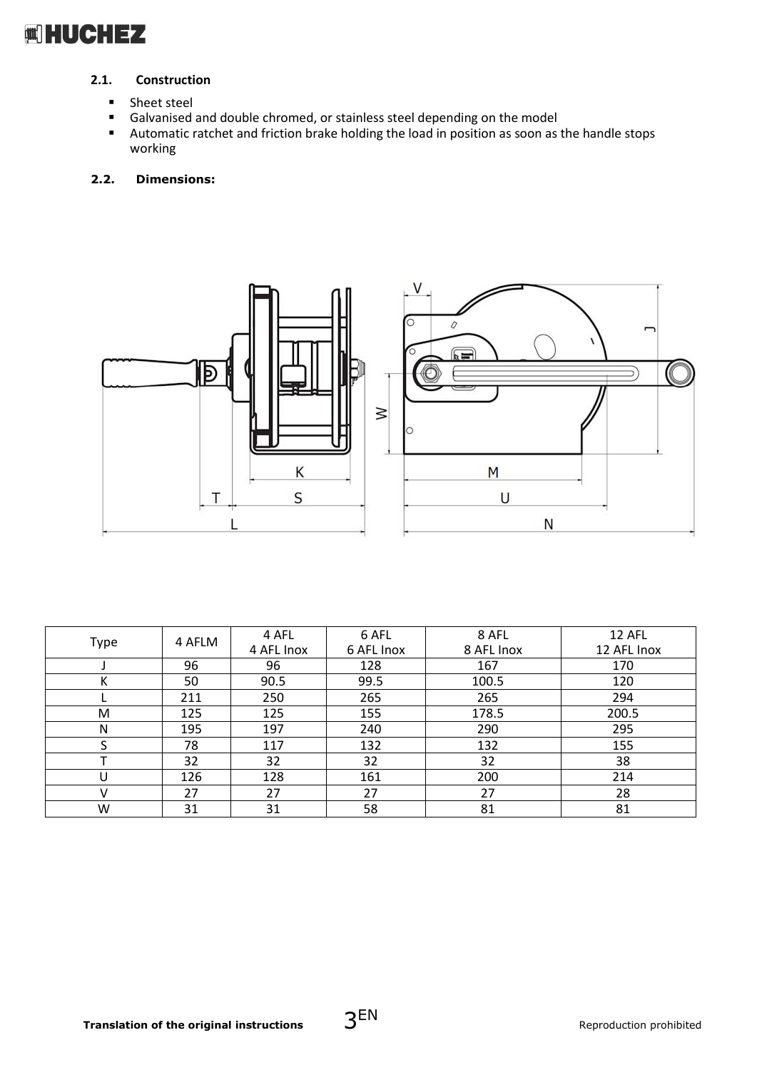## 2.1. Construction

- Sheet steel
- Galvanised and double chromed, or stainless steel depending on the model
- Automatic ratchet and friction brake holding the load in position as soon as the handle stops working

## 2.2. Dimensions:

| Type | 4 AFLM | 4 AFL<br>4 AFL Inox | 6 AFL<br>6 AFL Inox | 8 AFL<br>8 AFL Inox | 12 AFL<br>12 AFL Inox |
|---|---|---|---|---|---|
| J | 96 | 96 | 128 | 167 | 170 |
| K | 50 | 90.5 | 99.5 | 100.5 | 120 |
| L | 211 | 250 | 265 | 265 | 294 |
| M | 125 | 125 | 155 | 178.5 | 200.5 |
| N | 195 | 197 | 240 | 290 | 295 |
| S | 78 | 117 | 132 | 132 | 155 |
| T | 32 | 32 | 32 | 32 | 38 |
| U | 126 | 128 | 161 | 200 | 214 |
| V | 27 | 27 | 27 | 27 | 28 |
| W | 31 | 31 | 58 | 81 | 81 |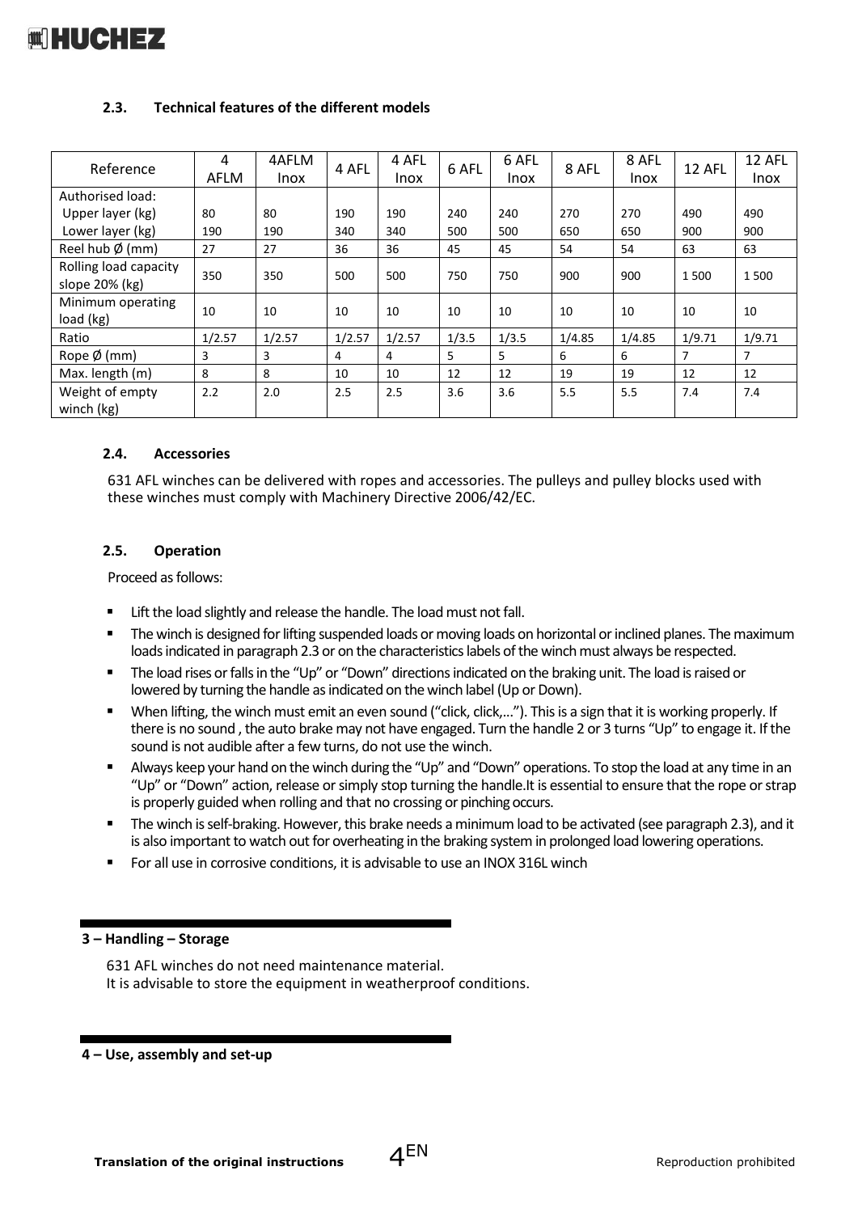### 2.3. Technical features of the different models

| Reference | 4 AFLM | 4AFLM Inox | 4 AFL | 4 AFL Inox | 6 AFL | 6 AFL Inox | 8 AFL | 8 AFL Inox | 12 AFL | 12 AFL Inox |
|---|---|---|---|---|---|---|---|---|---|---|
| Authorised load: Upper layer (kg) Lower layer (kg) | 80 190 | 80 190 | 190 340 | 190 340 | 240 500 | 240 500 | 270 650 | 270 650 | 490 900 | 490 900 |
| Reel hub Ø (mm) | 27 | 27 | 36 | 36 | 45 | 45 | 54 | 54 | 63 | 63 |
| Rolling load capacity slope 20% (kg) | 350 | 350 | 500 | 500 | 750 | 750 | 900 | 900 | 1 500 | 1 500 |
| Minimum operating load (kg) | 10 | 10 | 10 | 10 | 10 | 10 | 10 | 10 | 10 | 10 |
| Ratio | 1/2.57 | 1/2.57 | 1/2.57 | 1/2.57 | 1/3.5 | 1/3.5 | 1/4.85 | 1/4.85 | 1/9.71 | 1/9.71 |
| Rope Ø (mm) | 3 | 3 | 4 | 4 | 5 | 5 | 6 | 6 | 7 | 7 |
| Max. length (m) | 8 | 8 | 10 | 10 | 12 | 12 | 19 | 19 | 12 | 12 |
| Weight of empty winch (kg) | 2.2 | 2.0 | 2.5 | 2.5 | 3.6 | 3.6 | 5.5 | 5.5 | 7.4 | 7.4 |

### 2.4. Accessories

631 AFL winches can be delivered with ropes and accessories. The pulleys and pulley blocks used with these winches must comply with Machinery Directive 2006/42/EC.

### 2.5. Operation

Proceed as follows:

- Lift the load slightly and release the handle. The load must not fall.
- The winch is designed for lifting suspended loads or moving loads on horizontal or inclined planes. The maximum loads indicated in paragraph 2.3 or on the characteristics labels of the winch must always be respected.
- The load rises or falls in the "Up" or "Down" directions indicated on the braking unit. The load is raised or lowered by turning the handle as indicated on the winch label (Up or Down).
- When lifting, the winch must emit an even sound ("click, click,..."). This is a sign that it is working properly. If there is no sound , the auto brake may not have engaged. Turn the handle 2 or 3 turns "Up" to engage it. If the sound is not audible after a few turns, do not use the winch.
- Always keep your hand on the winch during the "Up" and "Down" operations. To stop the load at any time in an "Up" or "Down" action, release or simply stop turning the handle.It is essential to ensure that the rope or strap is properly guided when rolling and that no crossing or pinching occurs.
- The winch is self-braking. However, this brake needs a minimum load to be activated (see paragraph 2.3), and it is also important to watch out for overheating in the braking system in prolonged load lowering operations.
- For all use in corrosive conditions, it is advisable to use an INOX 316L winch

## 3 – Handling – Storage

631 AFL winches do not need maintenance material.
It is advisable to store the equipment in weatherproof conditions.

## 4 – Use, assembly and set-up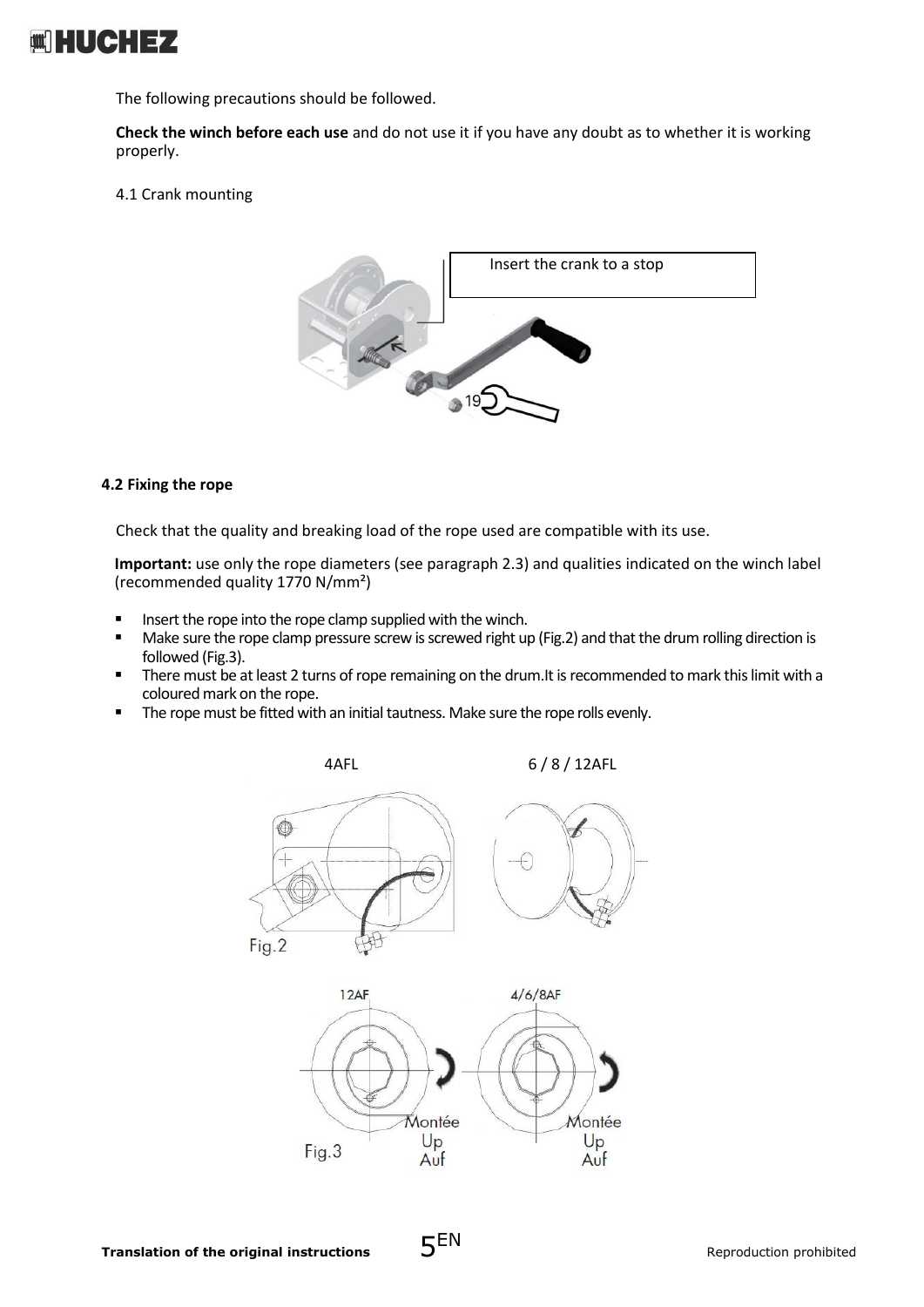The following precautions should be followed.

**Check the winch before each use** and do not use it if you have any doubt as to whether it is working properly.

4.1 Crank mounting

Insert the crank to a stop

19

**4.2 Fixing the rope**

Check that the quality and breaking load of the rope used are compatible with its use.

**Important:** use only the rope diameters (see paragraph 2.3) and qualities indicated on the winch label (recommended quality 1770 N/mm²)

- Insert the rope into the rope clamp supplied with the winch.
- Make sure the rope clamp pressure screw is screwed right up (Fig.2) and that the drum rolling direction is followed (Fig.3).
- There must be at least 2 turns of rope remaining on the drum.It is recommended to mark this limit with a coloured mark on the rope.
- The rope must be fitted with an initial tautness. Make sure the rope rolls evenly.

4AFL 6 / 8 / 12AFL

Fig.2

12AF 4/6/8AF

Montée Up Auf Montée Up Auf

Fig.3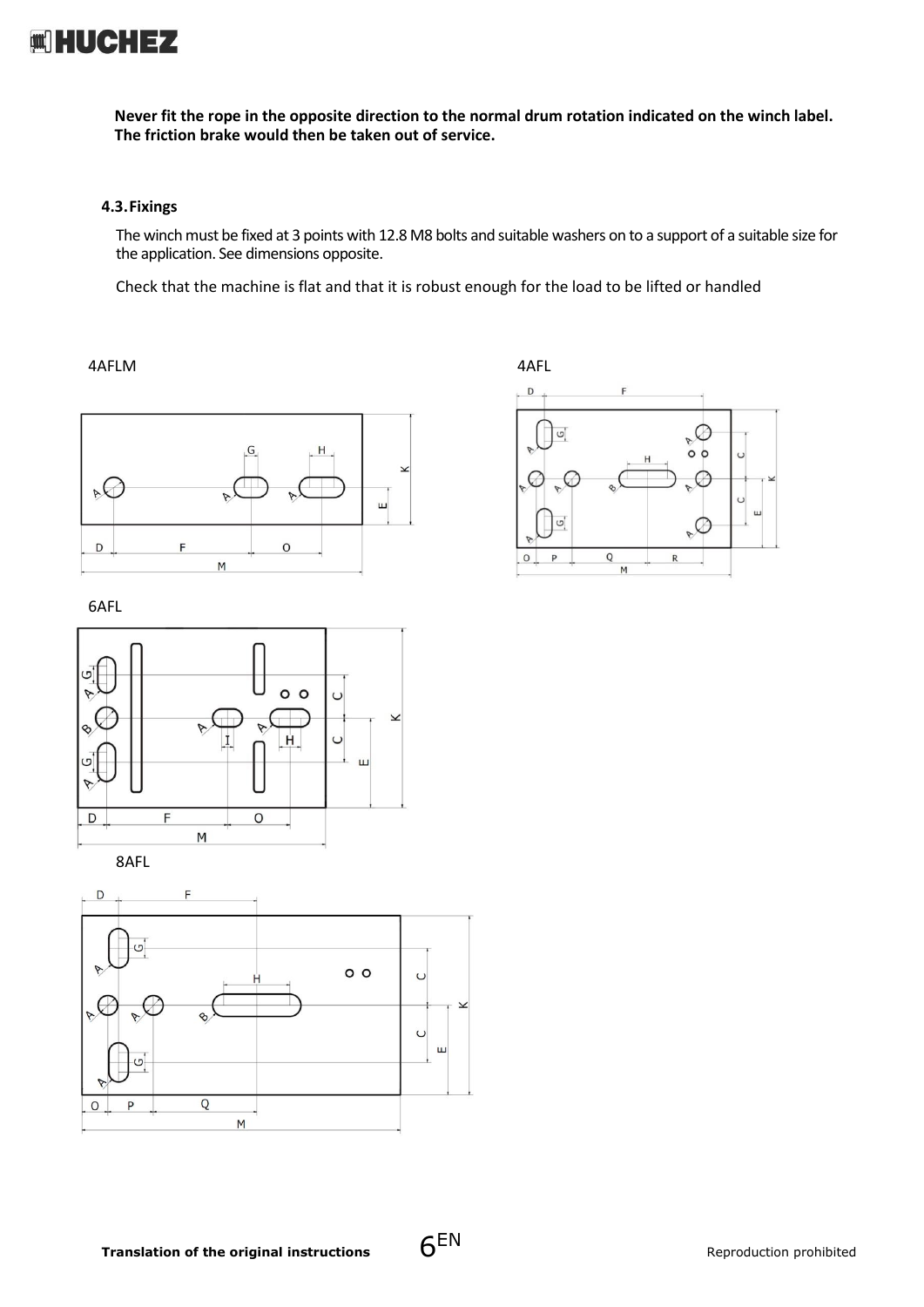**Never fit the rope in the opposite direction to the normal drum rotation indicated on the winch label. The friction brake would then be taken out of service.**

### 4.3. Fixings

The winch must be fixed at 3 points with 12.8 M8 bolts and suitable washers on to a support of a suitable size for the application. See dimensions opposite.

Check that the machine is flat and that it is robust enough for the load to be lifted or handled

4AFLM

4AFL

6AFL

8AFL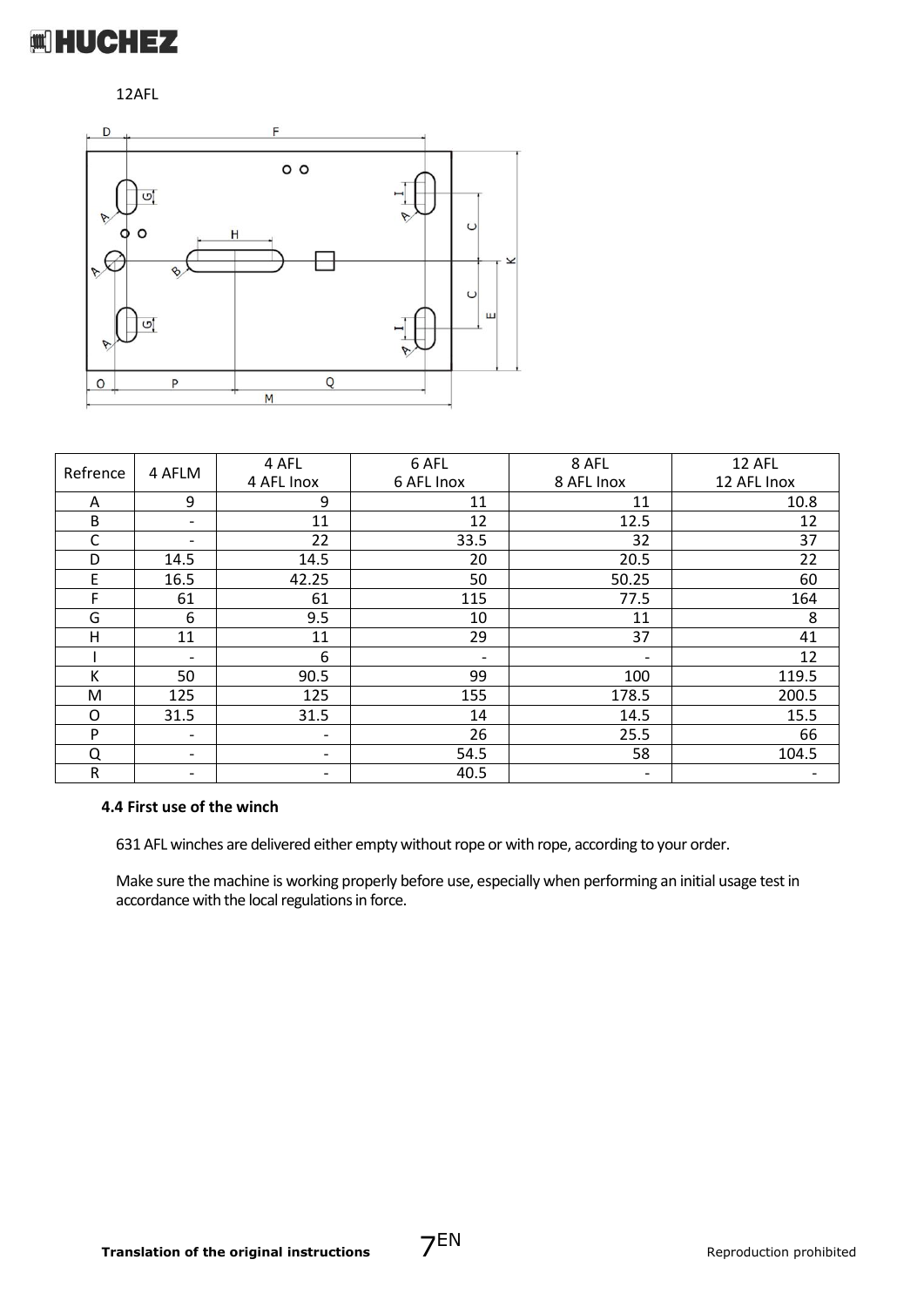12AFL

| Refrence | 4 AFLM | 4 AFL<br>4 AFL Inox | 6 AFL<br>6 AFL Inox | 8 AFL<br>8 AFL Inox | 12 AFL<br>12 AFL Inox |
|---|---|---|---|---|---|
| A | 9 | 9 | 11 | 11 | 10.8 |
| B | - | 11 | 12 | 12.5 | 12 |
| C | - | 22 | 33.5 | 32 | 37 |
| D | 14.5 | 14.5 | 20 | 20.5 | 22 |
| E | 16.5 | 42.25 | 50 | 50.25 | 60 |
| F | 61 | 61 | 115 | 77.5 | 164 |
| G | 6 | 9.5 | 10 | 11 | 8 |
| H | 11 | 11 | 29 | 37 | 41 |
| I | - | 6 | - | - | 12 |
| K | 50 | 90.5 | 99 | 100 | 119.5 |
| M | 125 | 125 | 155 | 178.5 | 200.5 |
| O | 31.5 | 31.5 | 14 | 14.5 | 15.5 |
| P | - | - | 26 | 25.5 | 66 |
| Q | - | - | 54.5 | 58 | 104.5 |
| R | - | - | 40.5 | - | - |

**4.4 First use of the winch**

631 AFL winches are delivered either empty without rope or with rope, according to your order.

Make sure the machine is working properly before use, especially when performing an initial usage test in accordance with the local regulations in force.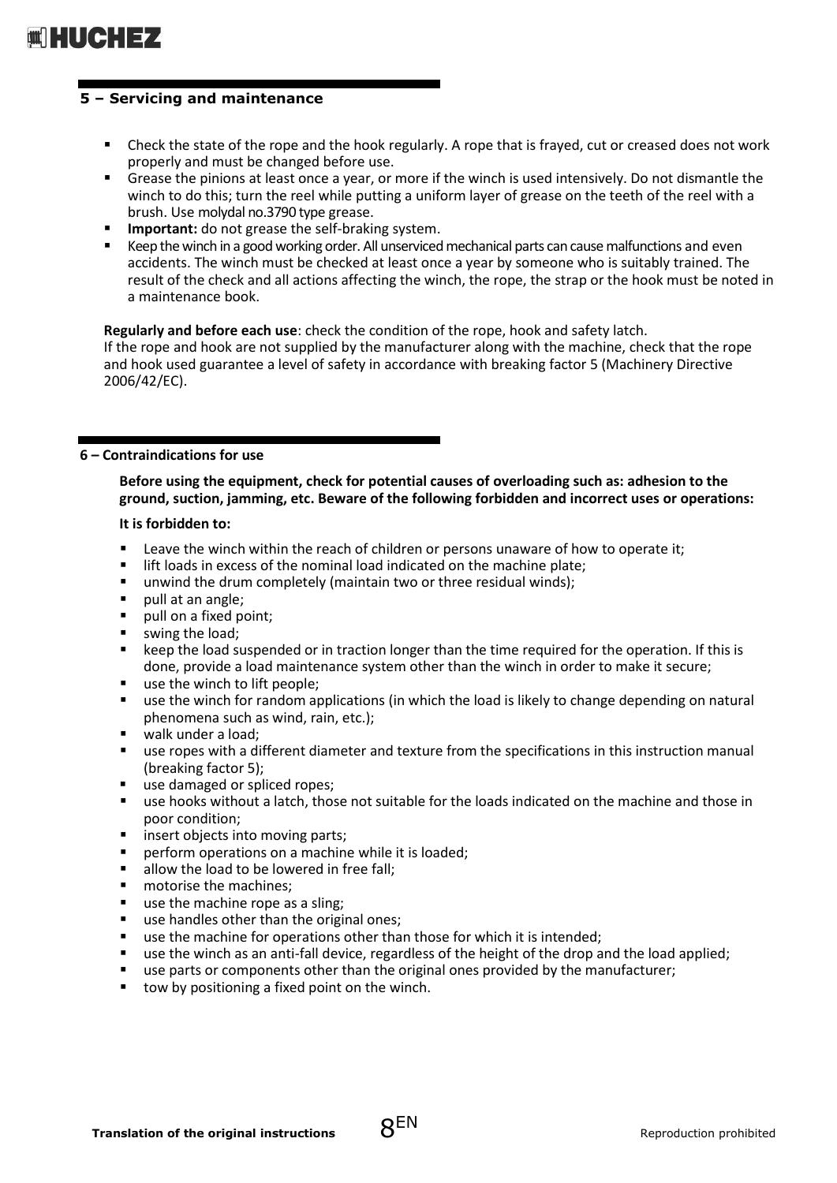## 5 – Servicing and maintenance

- Check the state of the rope and the hook regularly. A rope that is frayed, cut or creased does not work properly and must be changed before use.
- Grease the pinions at least once a year, or more if the winch is used intensively. Do not dismantle the winch to do this; turn the reel while putting a uniform layer of grease on the teeth of the reel with a brush. Use molydal no.3790 type grease.
- **Important:** do not grease the self-braking system.
- Keep the winch in a good working order. All unserviced mechanical parts can cause malfunctions and even accidents. The winch must be checked at least once a year by someone who is suitably trained. The result of the check and all actions affecting the winch, the rope, the strap or the hook must be noted in a maintenance book.

**Regularly and before each use**: check the condition of the rope, hook and safety latch.
If the rope and hook are not supplied by the manufacturer along with the machine, check that the rope and hook used guarantee a level of safety in accordance with breaking factor 5 (Machinery Directive 2006/42/EC).

## 6 – Contraindications for use

**Before using the equipment, check for potential causes of overloading such as: adhesion to the ground, suction, jamming, etc. Beware of the following forbidden and incorrect uses or operations:**

**It is forbidden to:**

- Leave the winch within the reach of children or persons unaware of how to operate it;
- lift loads in excess of the nominal load indicated on the machine plate;
- unwind the drum completely (maintain two or three residual winds);
- pull at an angle;
- pull on a fixed point;
- swing the load;
- keep the load suspended or in traction longer than the time required for the operation. If this is done, provide a load maintenance system other than the winch in order to make it secure;
- use the winch to lift people;
- use the winch for random applications (in which the load is likely to change depending on natural phenomena such as wind, rain, etc.);
- walk under a load;
- use ropes with a different diameter and texture from the specifications in this instruction manual (breaking factor 5);
- use damaged or spliced ropes;
- use hooks without a latch, those not suitable for the loads indicated on the machine and those in poor condition;
- insert objects into moving parts;
- perform operations on a machine while it is loaded;
- allow the load to be lowered in free fall;
- motorise the machines;
- use the machine rope as a sling;
- use handles other than the original ones;
- use the machine for operations other than those for which it is intended;
- use the winch as an anti-fall device, regardless of the height of the drop and the load applied;
- use parts or components other than the original ones provided by the manufacturer;
- tow by positioning a fixed point on the winch.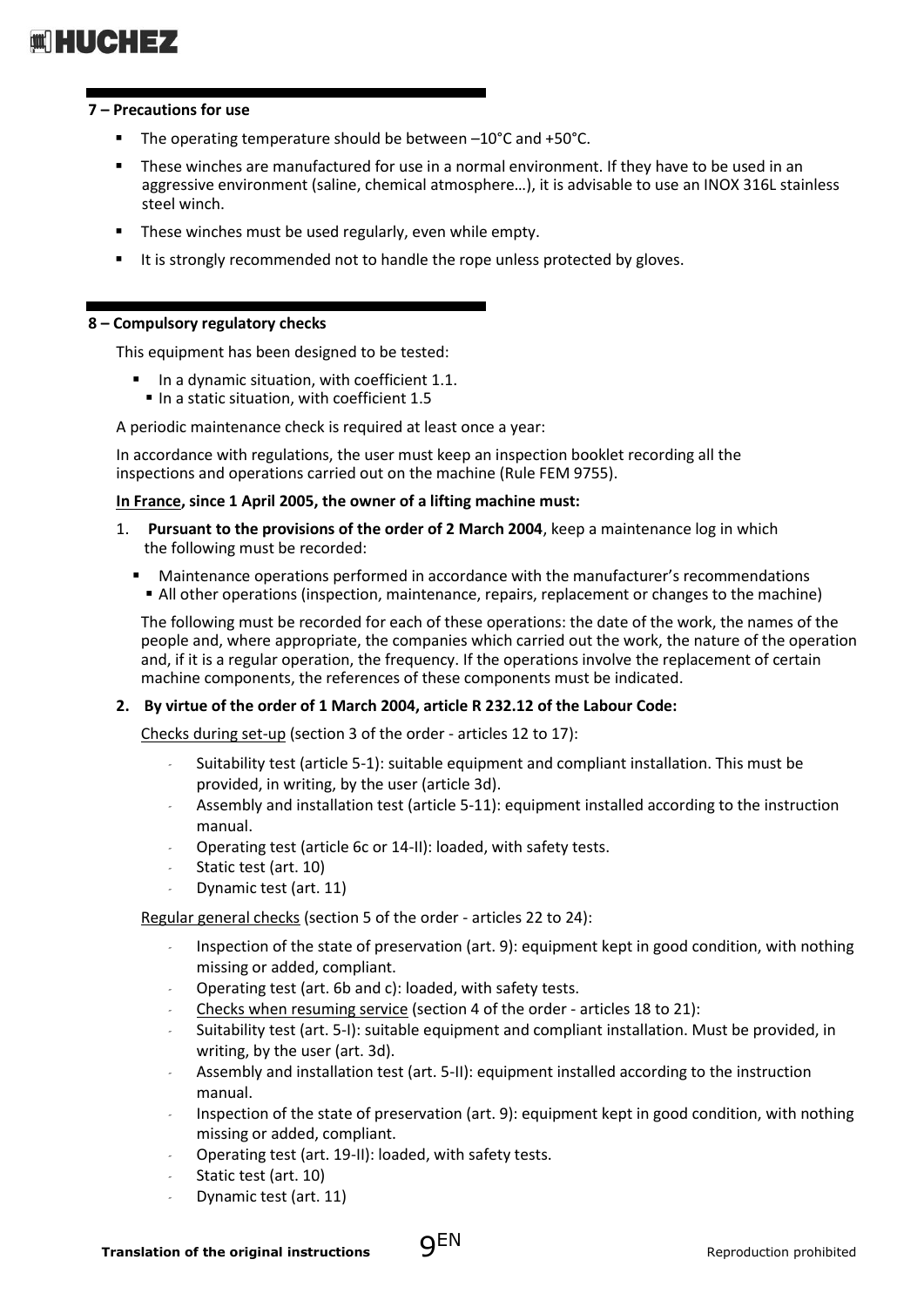## 7 – Precautions for use

- The operating temperature should be between –10°C and +50°C.
- These winches are manufactured for use in a normal environment. If they have to be used in an aggressive environment (saline, chemical atmosphere…), it is advisable to use an INOX 316L stainless steel winch.
- These winches must be used regularly, even while empty.
- It is strongly recommended not to handle the rope unless protected by gloves.

## 8 – Compulsory regulatory checks

This equipment has been designed to be tested:

- In a dynamic situation, with coefficient 1.1.
- In a static situation, with coefficient 1.5

A periodic maintenance check is required at least once a year:

In accordance with regulations, the user must keep an inspection booklet recording all the inspections and operations carried out on the machine (Rule FEM 9755).

**<u>In France</u>, since 1 April 2005, the owner of a lifting machine must:**

1. **Pursuant to the provisions of the order of 2 March 2004**, keep a maintenance log in which the following must be recorded:
   - Maintenance operations performed in accordance with the manufacturer's recommendations
   - All other operations (inspection, maintenance, repairs, replacement or changes to the machine)

   The following must be recorded for each of these operations: the date of the work, the names of the people and, where appropriate, the companies which carried out the work, the nature of the operation and, if it is a regular operation, the frequency. If the operations involve the replacement of certain machine components, the references of these components must be indicated.

2. **By virtue of the order of 1 March 2004, article R 232.12 of the Labour Code:**

   <u>Checks during set-up</u> (section 3 of the order - articles 12 to 17):

   - Suitability test (article 5-1): suitable equipment and compliant installation. This must be provided, in writing, by the user (article 3d).
   - Assembly and installation test (article 5-11): equipment installed according to the instruction manual.
   - Operating test (article 6c or 14-II): loaded, with safety tests.
   - Static test (art. 10)
   - Dynamic test (art. 11)

   <u>Regular general checks</u> (section 5 of the order - articles 22 to 24):

   - Inspection of the state of preservation (art. 9): equipment kept in good condition, with nothing missing or added, compliant.
   - Operating test (art. 6b and c): loaded, with safety tests.
   - <u>Checks when resuming service</u> (section 4 of the order - articles 18 to 21):
   - Suitability test (art. 5-I): suitable equipment and compliant installation. Must be provided, in writing, by the user (art. 3d).
   - Assembly and installation test (art. 5-II): equipment installed according to the instruction manual.
   - Inspection of the state of preservation (art. 9): equipment kept in good condition, with nothing missing or added, compliant.
   - Operating test (art. 19-II): loaded, with safety tests.
   - Static test (art. 10)
   - Dynamic test (art. 11)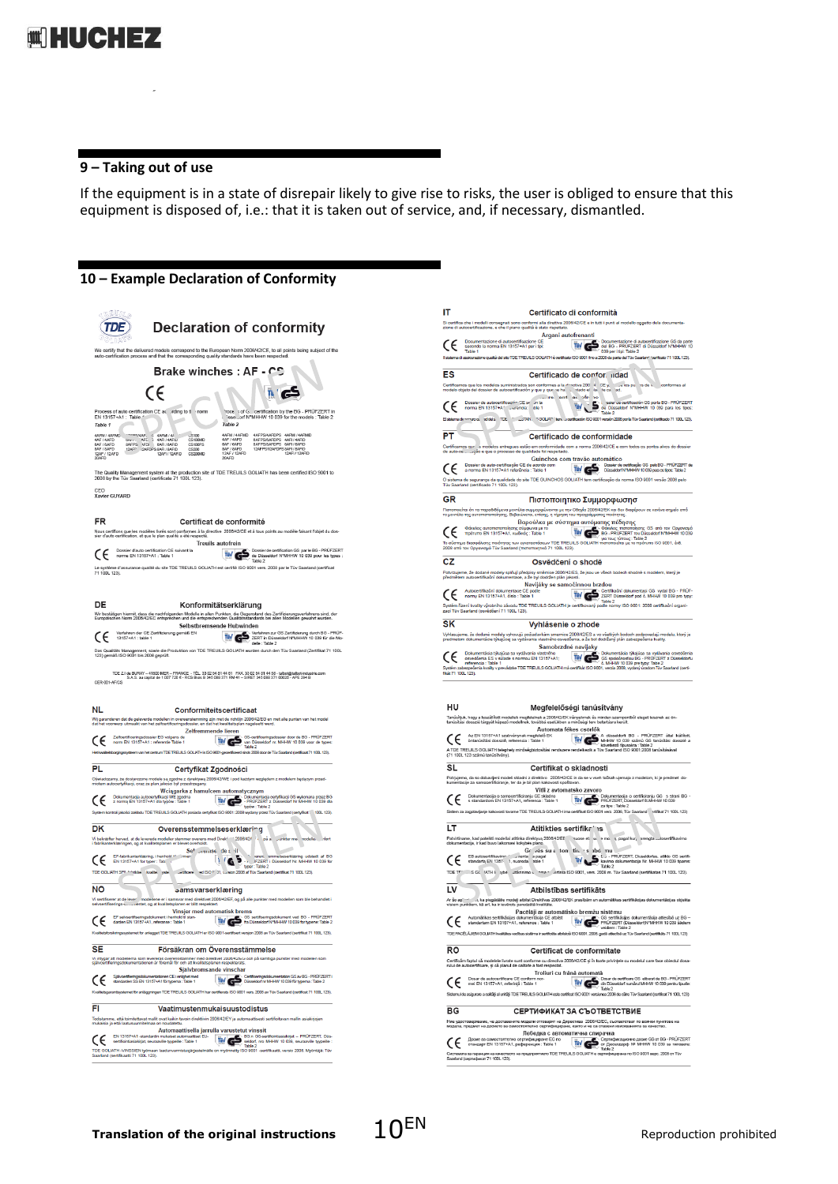## 9 – Taking out of use

If the equipment is in a state of disrepair likely to give rise to risks, the user is obliged to ensure that this equipment is disposed of, i.e.: that it is taken out of service, and, if necessary, dismantled.

## 10 – Example Declaration of Conformity

### Declaration of conformity

We certify that the delivered models correspond to the European Norm 2006/42/CE, to all points being subject of the auto-certification process and that the corresponding quality standards have been respected.

**Brake winches : AF - CS**

SPECIMEN

Process of auto certification CE according to the norm EN 13157+A1 : Table 1

Process of GS certification by the BG - PRÜFZERT in Düsseldorf N°MHHW 10 039 for the models : Table 2

The Quality Management system at the production site of TDE TREUILS GOLIATH has been certified ISO 9001 to 2008 by the Tüv Saarland (certificate 71 100L 123).

CEO
Xavier GUYARD

**FR – Certificat de conformité**

Treuils autofrein

**DE – Konformitätserklärung**

Selbstbremsende Hubwinden

TDE Z.I de BURAY – 41800 MEZE – FRANCE

**IT – Certificato di conformità**

Argani autofrenanti

**ES – Certificado de conformidad**

**PT – Certificado de conformidade**

Guinchos com travão automático

**GR – Πιστοποιητικό Συμμόρφωσης**

**CZ – Osvědčení o shodě**

Navijáky se samočinnou brzdou

**SK – Vyhlásenie o zhode**

Samobrzdné navijaky

**NL – Conformiteitscertificaat**

Zelfremmende lieren

**PL – Certyfikat Zgodności**

Wciągarka z hamulcem automatycznym

**DK – Overensstemmelseserklæring**

**NO – Samsvarserklæring**

Vinsjer med automatisk brems

**SE – Försäkran om Överensstämmelse**

Självbromsande vinschar

**FI – Vaatimustenmukaisuustodistus**

Automaattisella jarrulla varustetut vinssit

**HU – Megfelelőségi tanúsítvány**

Automata fékes csörlők

**SL – Certifikat o skladnosti**

Vitli z avtomatsko zavoro

**LT – Atitikties sertifikatas**

**LV – Atbilstības sertifikāts**

Pacēlāji ar automātisko bremžu sistēmu

**RO – Certificat de conformitate**

Trolituri cu frână automată

**BG – СЕРТИФИКАТ ЗА СЪОТВЕТСТВИЕ**

Лебедка с автоматична спирачка

Translation of the original instructions

Reproduction prohibited